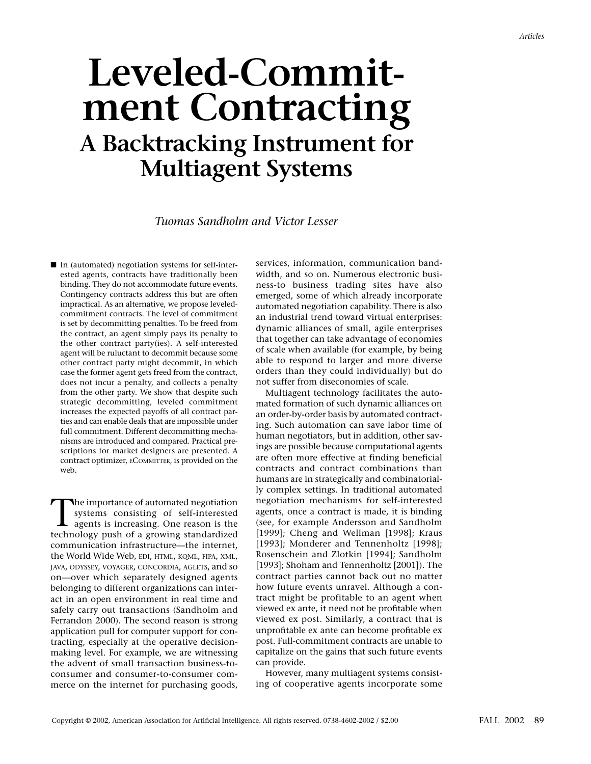# Leveled-Commitment Contracting
## A Backtracking Instrument for Multiagent Systems

*Tuomas Sandholm and Victor Lesser*

■ In (automated) negotiation systems for self-interested agents, contracts have traditionally been binding. They do not accommodate future events. Contingency contracts address this but are often impractical. As an alternative, we propose leveled-commitment contracts. The level of commitment is set by decommitting penalties. To be freed from the contract, an agent simply pays its penalty to the other contract party(ies). A self-interested agent will be ruluctant to decommit because some other contract party might decommit, in which case the former agent gets freed from the contract, does not incur a penalty, and collects a penalty from the other party. We show that despite such strategic decommitting, leveled commitment increases the expected payoffs of all contract parties and can enable deals that are impossible under full commitment. Different decommitting mechanisms are introduced and compared. Practical prescriptions for market designers are presented. A contract optimizer, ECOMMITTER, is provided on the web.

The importance of automated negotiation systems consisting of self-interested agents is increasing. One reason is the technology push of a growing standardized communication infrastructure—the internet, the World Wide Web, EDI, HTML, KQML, FIPA, XML, JAVA, ODYSSEY, VOYAGER, CONCORDIA, AGLETS, and so on—over which separately designed agents belonging to different organizations can interact in an open environment in real time and safely carry out transactions (Sandholm and Ferrandon 2000). The second reason is strong application pull for computer support for contracting, especially at the operative decision-making level. For example, we are witnessing the advent of small transaction business-to-consumer and consumer-to-consumer commerce on the internet for purchasing goods, services, information, communication bandwidth, and so on. Numerous electronic business-to business trading sites have also emerged, some of which already incorporate automated negotiation capability. There is also an industrial trend toward virtual enterprises: dynamic alliances of small, agile enterprises that together can take advantage of economies of scale when available (for example, by being able to respond to larger and more diverse orders than they could individually) but do not suffer from diseconomies of scale.

Multiagent technology facilitates the automated formation of such dynamic alliances on an order-by-order basis by automated contracting. Such automation can save labor time of human negotiators, but in addition, other savings are possible because computational agents are often more effective at finding beneficial contracts and contract combinations than humans are in strategically and combinatorially complex settings. In traditional automated negotiation mechanisms for self-interested agents, once a contract is made, it is binding (see, for example Andersson and Sandholm [1999]; Cheng and Wellman [1998]; Kraus [1993]; Monderer and Tennenholtz [1998]; Rosenschein and Zlotkin [1994]; Sandholm [1993]; Shoham and Tennenholtz [2001]). The contract parties cannot back out no matter how future events unravel. Although a contract might be profitable to an agent when viewed ex ante, it need not be profitable when viewed ex post. Similarly, a contract that is unprofitable ex ante can become profitable ex post. Full-commitment contracts are unable to capitalize on the gains that such future events can provide.

However, many multiagent systems consisting of cooperative agents incorporate some

Copyright © 2002, American Association for Artificial Intelligence. All rights reserved. 0738-4602-2002 / $2.00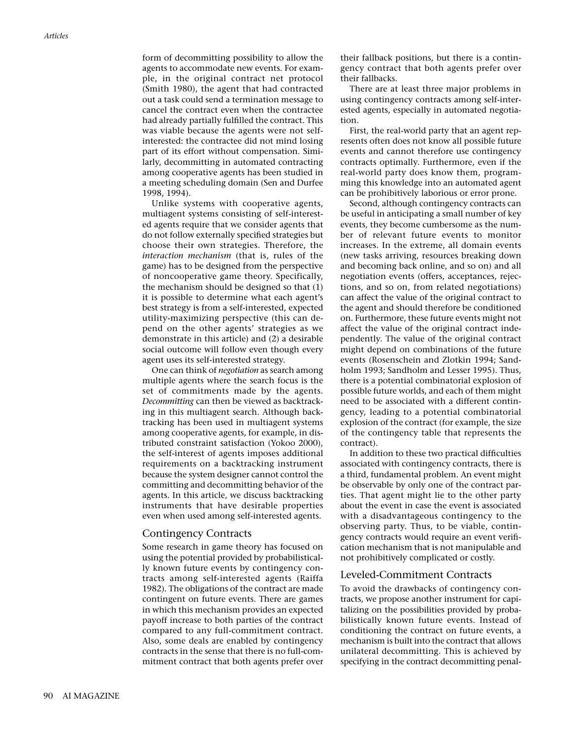form of decommitting possibility to allow the agents to accommodate new events. For example, in the original contract net protocol (Smith 1980), the agent that had contracted out a task could send a termination message to cancel the contract even when the contractee had already partially fulfilled the contract. This was viable because the agents were not self-interested: the contractee did not mind losing part of its effort without compensation. Similarly, decommitting in automated contracting among cooperative agents has been studied in a meeting scheduling domain (Sen and Durfee 1998, 1994).

Unlike systems with cooperative agents, multiagent systems consisting of self-interested agents require that we consider agents that do not follow externally specified strategies but choose their own strategies. Therefore, the *interaction mechanism* (that is, rules of the game) has to be designed from the perspective of noncooperative game theory. Specifically, the mechanism should be designed so that (1) it is possible to determine what each agent's best strategy is from a self-interested, expected utility-maximizing perspective (this can depend on the other agents' strategies as we demonstrate in this article) and (2) a desirable social outcome will follow even though every agent uses its self-interested strategy.

One can think of *negotiation* as search among multiple agents where the search focus is the set of commitments made by the agents. *Decommitting* can then be viewed as backtracking in this multiagent search. Although backtracking has been used in multiagent systems among cooperative agents, for example, in distributed constraint satisfaction (Yokoo 2000), the self-interest of agents imposes additional requirements on a backtracking instrument because the system designer cannot control the committing and decommitting behavior of the agents. In this article, we discuss backtracking instruments that have desirable properties even when used among self-interested agents.

## Contingency Contracts

Some research in game theory has focused on using the potential provided by probabilistically known future events by contingency contracts among self-interested agents (Raiffa 1982). The obligations of the contract are made contingent on future events. There are games in which this mechanism provides an expected payoff increase to both parties of the contract compared to any full-commitment contract. Also, some deals are enabled by contingency contracts in the sense that there is no full-commitment contract that both agents prefer over their fallback positions, but there is a contingency contract that both agents prefer over their fallbacks.

There are at least three major problems in using contingency contracts among self-interested agents, especially in automated negotiation.

First, the real-world party that an agent represents often does not know all possible future events and cannot therefore use contingency contracts optimally. Furthermore, even if the real-world party does know them, programming this knowledge into an automated agent can be prohibitively laborious or error prone.

Second, although contingency contracts can be useful in anticipating a small number of key events, they become cumbersome as the number of relevant future events to monitor increases. In the extreme, all domain events (new tasks arriving, resources breaking down and becoming back online, and so on) and all negotiation events (offers, acceptances, rejections, and so on, from related negotiations) can affect the value of the original contract to the agent and should therefore be conditioned on. Furthermore, these future events might not affect the value of the original contract independently. The value of the original contract might depend on combinations of the future events (Rosenschein and Zlotkin 1994; Sandholm 1993; Sandholm and Lesser 1995). Thus, there is a potential combinatorial explosion of possible future worlds, and each of them might need to be associated with a different contingency, leading to a potential combinatorial explosion of the contract (for example, the size of the contingency table that represents the contract).

In addition to these two practical difficulties associated with contingency contracts, there is a third, fundamental problem. An event might be observable by only one of the contract parties. That agent might lie to the other party about the event in case the event is associated with a disadvantageous contingency to the observing party. Thus, to be viable, contingency contracts would require an event verification mechanism that is not manipulable and not prohibitively complicated or costly.

## Leveled-Commitment Contracts

To avoid the drawbacks of contingency contracts, we propose another instrument for capitalizing on the possibilities provided by probabilistically known future events. Instead of conditioning the contract on future events, a mechanism is built into the contract that allows unilateral decommitting. This is achieved by specifying in the contract decommitting penal-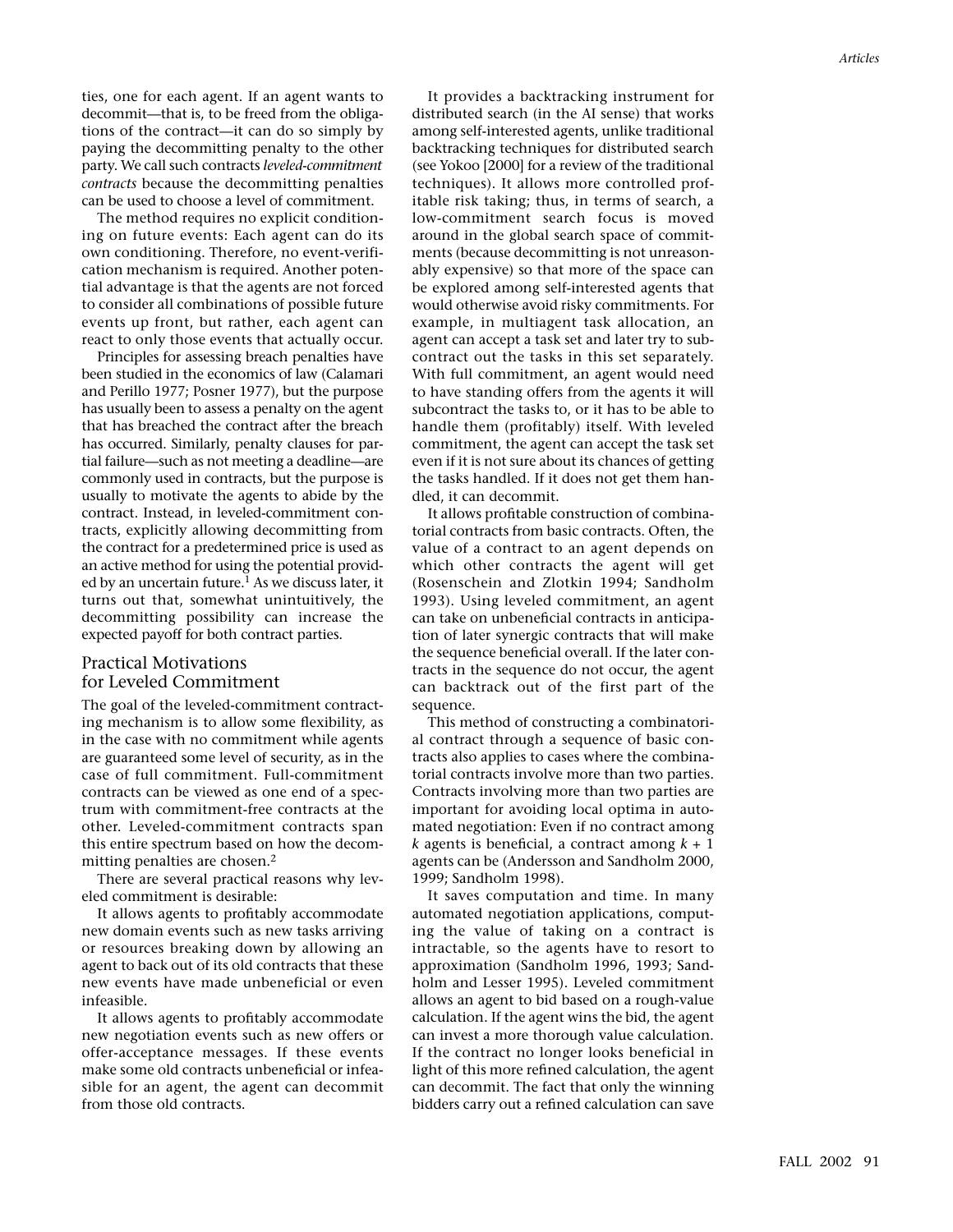ties, one for each agent. If an agent wants to decommit—that is, to be freed from the obligations of the contract—it can do so simply by paying the decommitting penalty to the other party. We call such contracts *leveled-commitment contracts* because the decommitting penalties can be used to choose a level of commitment.

The method requires no explicit conditioning on future events: Each agent can do its own conditioning. Therefore, no event-verification mechanism is required. Another potential advantage is that the agents are not forced to consider all combinations of possible future events up front, but rather, each agent can react to only those events that actually occur.

Principles for assessing breach penalties have been studied in the economics of law (Calamari and Perillo 1977; Posner 1977), but the purpose has usually been to assess a penalty on the agent that has breached the contract after the breach has occurred. Similarly, penalty clauses for partial failure—such as not meeting a deadline—are commonly used in contracts, but the purpose is usually to motivate the agents to abide by the contract. Instead, in leveled-commitment contracts, explicitly allowing decommitting from the contract for a predetermined price is used as an active method for using the potential provided by an uncertain future.[1] As we discuss later, it turns out that, somewhat unintuitively, the decommitting possibility can increase the expected payoff for both contract parties.

## Practical Motivations for Leveled Commitment

The goal of the leveled-commitment contracting mechanism is to allow some flexibility, as in the case with no commitment while agents are guaranteed some level of security, as in the case of full commitment. Full-commitment contracts can be viewed as one end of a spectrum with commitment-free contracts at the other. Leveled-commitment contracts span this entire spectrum based on how the decommitting penalties are chosen.[2]

There are several practical reasons why leveled commitment is desirable:

It allows agents to profitably accommodate new domain events such as new tasks arriving or resources breaking down by allowing an agent to back out of its old contracts that these new events have made unbeneficial or even infeasible.

It allows agents to profitably accommodate new negotiation events such as new offers or offer-acceptance messages. If these events make some old contracts unbeneficial or infeasible for an agent, the agent can decommit from those old contracts.

It provides a backtracking instrument for distributed search (in the AI sense) that works among self-interested agents, unlike traditional backtracking techniques for distributed search (see Yokoo [2000] for a review of the traditional techniques). It allows more controlled profitable risk taking; thus, in terms of search, a low-commitment search focus is moved around in the global search space of commitments (because decommitting is not unreasonably expensive) so that more of the space can be explored among self-interested agents that would otherwise avoid risky commitments. For example, in multiagent task allocation, an agent can accept a task set and later try to subcontract out the tasks in this set separately. With full commitment, an agent would need to have standing offers from the agents it will subcontract the tasks to, or it has to be able to handle them (profitably) itself. With leveled commitment, the agent can accept the task set even if it is not sure about its chances of getting the tasks handled. If it does not get them handled, it can decommit.

It allows profitable construction of combinatorial contracts from basic contracts. Often, the value of a contract to an agent depends on which other contracts the agent will get (Rosenschein and Zlotkin 1994; Sandholm 1993). Using leveled commitment, an agent can take on unbeneficial contracts in anticipation of later synergic contracts that will make the sequence beneficial overall. If the later contracts in the sequence do not occur, the agent can backtrack out of the first part of the sequence.

This method of constructing a combinatorial contract through a sequence of basic contracts also applies to cases where the combinatorial contracts involve more than two parties. Contracts involving more than two parties are important for avoiding local optima in automated negotiation: Even if no contract among $k$ agents is beneficial, a contract among $k + 1$ agents can be (Andersson and Sandholm 2000, 1999; Sandholm 1998).

It saves computation and time. In many automated negotiation applications, computing the value of taking on a contract is intractable, so the agents have to resort to approximation (Sandholm 1996, 1993; Sandholm and Lesser 1995). Leveled commitment allows an agent to bid based on a rough-value calculation. If the agent wins the bid, the agent can invest a more thorough value calculation. If the contract no longer looks beneficial in light of this more refined calculation, the agent can decommit. The fact that only the winning bidders carry out a refined calculation can save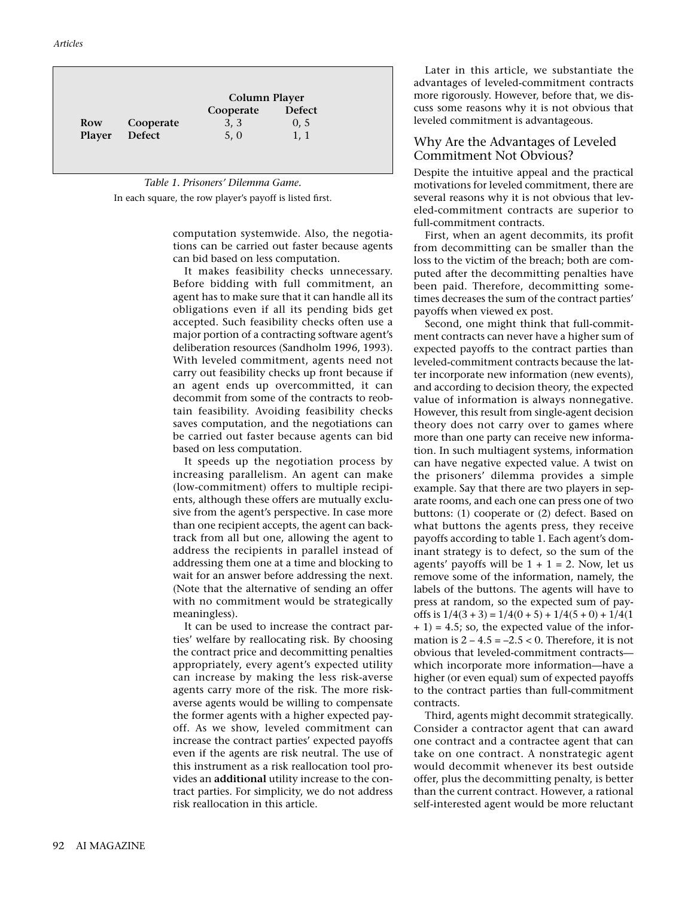| | | Column Player | |
|---|---|---|---|
| | | **Cooperate** | **Defect** |
| **Row Player** | **Cooperate** | 3, 3 | 0, 5 |
| | **Defect** | 5, 0 | 1, 1 |

*Table 1. Prisoners' Dilemma Game.*

In each square, the row player's payoff is listed first.

computation systemwide. Also, the negotiations can be carried out faster because agents can bid based on less computation.

It makes feasibility checks unnecessary. Before bidding with full commitment, an agent has to make sure that it can handle all its obligations even if all its pending bids get accepted. Such feasibility checks often use a major portion of a contracting software agent's deliberation resources (Sandholm 1996, 1993). With leveled commitment, agents need not carry out feasibility checks up front because if an agent ends up overcommitted, it can decommit from some of the contracts to reobtain feasibility. Avoiding feasibility checks saves computation, and the negotiations can be carried out faster because agents can bid based on less computation.

It speeds up the negotiation process by increasing parallelism. An agent can make (low-commitment) offers to multiple recipients, although these offers are mutually exclusive from the agent's perspective. In case more than one recipient accepts, the agent can backtrack from all but one, allowing the agent to address the recipients in parallel instead of addressing them one at a time and blocking to wait for an answer before addressing the next. (Note that the alternative of sending an offer with no commitment would be strategically meaningless).

It can be used to increase the contract parties' welfare by reallocating risk. By choosing the contract price and decommitting penalties appropriately, every agent's expected utility can increase by making the less risk-averse agents carry more of the risk. The more risk-averse agents would be willing to compensate the former agents with a higher expected payoff. As we show, leveled commitment can increase the contract parties' expected payoffs even if the agents are risk neutral. The use of this instrument as a risk reallocation tool provides an **additional** utility increase to the contract parties. For simplicity, we do not address risk reallocation in this article.

Later in this article, we substantiate the advantages of leveled-commitment contracts more rigorously. However, before that, we discuss some reasons why it is not obvious that leveled commitment is advantageous.

## Why Are the Advantages of Leveled Commitment Not Obvious?

Despite the intuitive appeal and the practical motivations for leveled commitment, there are several reasons why it is not obvious that leveled-commitment contracts are superior to full-commitment contracts.

First, when an agent decommits, its profit from decommitting can be smaller than the loss to the victim of the breach; both are computed after the decommitting penalties have been paid. Therefore, decommitting sometimes decreases the sum of the contract parties' payoffs when viewed ex post.

Second, one might think that full-commitment contracts can never have a higher sum of expected payoffs to the contract parties than leveled-commitment contracts because the latter incorporate new information (new events), and according to decision theory, the expected value of information is always nonnegative. However, this result from single-agent decision theory does not carry over to games where more than one party can receive new information. In such multiagent systems, information can have negative expected value. A twist on the prisoners' dilemma provides a simple example. Say that there are two players in separate rooms, and each one can press one of two buttons: (1) cooperate or (2) defect. Based on what buttons the agents press, they receive payoffs according to table 1. Each agent's dominant strategy is to defect, so the sum of the agents' payoffs will be $1 + 1 = 2$. Now, let us remove some of the information, namely, the labels of the buttons. The agents will have to press at random, so the expected sum of payoffs is $1/4(3 + 3) = 1/4(0 + 5) + 1/4(5 + 0) + 1/4(1 + 1) = 4.5$; so, the expected value of the information is $2 - 4.5 = -2.5 < 0$. Therefore, it is not obvious that leveled-commitment contracts—which incorporate more information—have a higher (or even equal) sum of expected payoffs to the contract parties than full-commitment contracts.

Third, agents might decommit strategically. Consider a contractor agent that can award one contract and a contractee agent that can take on one contract. A nonstrategic agent would decommit whenever its best outside offer, plus the decommitting penalty, is better than the current contract. However, a rational self-interested agent would be more reluctant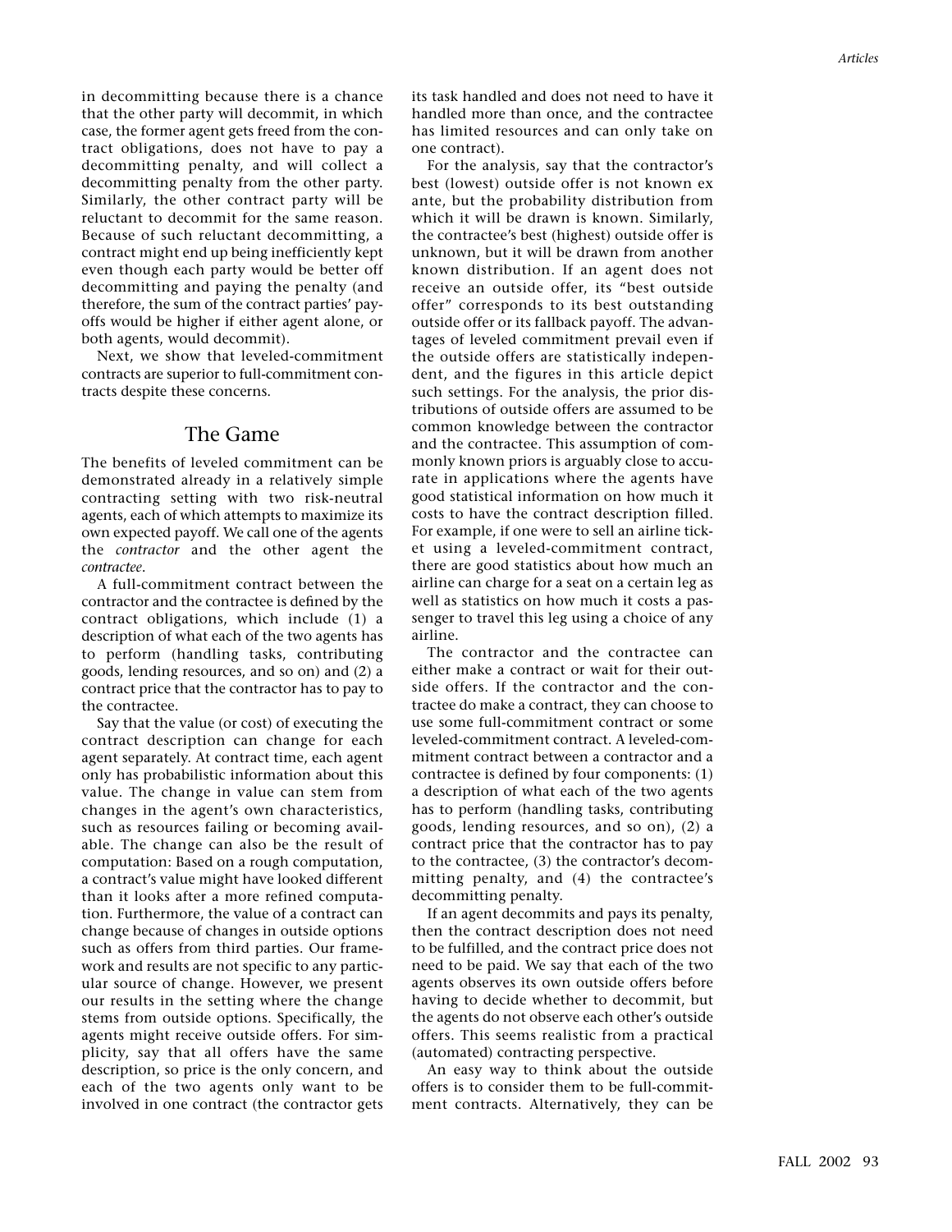in decommitting because there is a chance that the other party will decommit, in which case, the former agent gets freed from the contract obligations, does not have to pay a decommitting penalty, and will collect a decommitting penalty from the other party. Similarly, the other contract party will be reluctant to decommit for the same reason. Because of such reluctant decommitting, a contract might end up being inefficiently kept even though each party would be better off decommitting and paying the penalty (and therefore, the sum of the contract parties' payoffs would be higher if either agent alone, or both agents, would decommit).

Next, we show that leveled-commitment contracts are superior to full-commitment contracts despite these concerns.

## The Game

The benefits of leveled commitment can be demonstrated already in a relatively simple contracting setting with two risk-neutral agents, each of which attempts to maximize its own expected payoff. We call one of the agents the *contractor* and the other agent the *contractee*.

A full-commitment contract between the contractor and the contractee is defined by the contract obligations, which include (1) a description of what each of the two agents has to perform (handling tasks, contributing goods, lending resources, and so on) and (2) a contract price that the contractor has to pay to the contractee.

Say that the value (or cost) of executing the contract description can change for each agent separately. At contract time, each agent only has probabilistic information about this value. The change in value can stem from changes in the agent's own characteristics, such as resources failing or becoming available. The change can also be the result of computation: Based on a rough computation, a contract's value might have looked different than it looks after a more refined computation. Furthermore, the value of a contract can change because of changes in outside options such as offers from third parties. Our framework and results are not specific to any particular source of change. However, we present our results in the setting where the change stems from outside options. Specifically, the agents might receive outside offers. For simplicity, say that all offers have the same description, so price is the only concern, and each of the two agents only want to be involved in one contract (the contractor gets its task handled and does not need to have it handled more than once, and the contractee has limited resources and can only take on one contract).

For the analysis, say that the contractor's best (lowest) outside offer is not known ex ante, but the probability distribution from which it will be drawn is known. Similarly, the contractee's best (highest) outside offer is unknown, but it will be drawn from another known distribution. If an agent does not receive an outside offer, its "best outside offer" corresponds to its best outstanding outside offer or its fallback payoff. The advantages of leveled commitment prevail even if the outside offers are statistically independent, and the figures in this article depict such settings. For the analysis, the prior distributions of outside offers are assumed to be common knowledge between the contractor and the contractee. This assumption of commonly known priors is arguably close to accurate in applications where the agents have good statistical information on how much it costs to have the contract description filled. For example, if one were to sell an airline ticket using a leveled-commitment contract, there are good statistics about how much an airline can charge for a seat on a certain leg as well as statistics on how much it costs a passenger to travel this leg using a choice of any airline.

The contractor and the contractee can either make a contract or wait for their outside offers. If the contractor and the contractee do make a contract, they can choose to use some full-commitment contract or some leveled-commitment contract. A leveled-commitment contract between a contractor and a contractee is defined by four components: (1) a description of what each of the two agents has to perform (handling tasks, contributing goods, lending resources, and so on), (2) a contract price that the contractor has to pay to the contractee, (3) the contractor's decommitting penalty, and (4) the contractee's decommitting penalty.

If an agent decommits and pays its penalty, then the contract description does not need to be fulfilled, and the contract price does not need to be paid. We say that each of the two agents observes its own outside offers before having to decide whether to decommit, but the agents do not observe each other's outside offers. This seems realistic from a practical (automated) contracting perspective.

An easy way to think about the outside offers is to consider them to be full-commitment contracts. Alternatively, they can be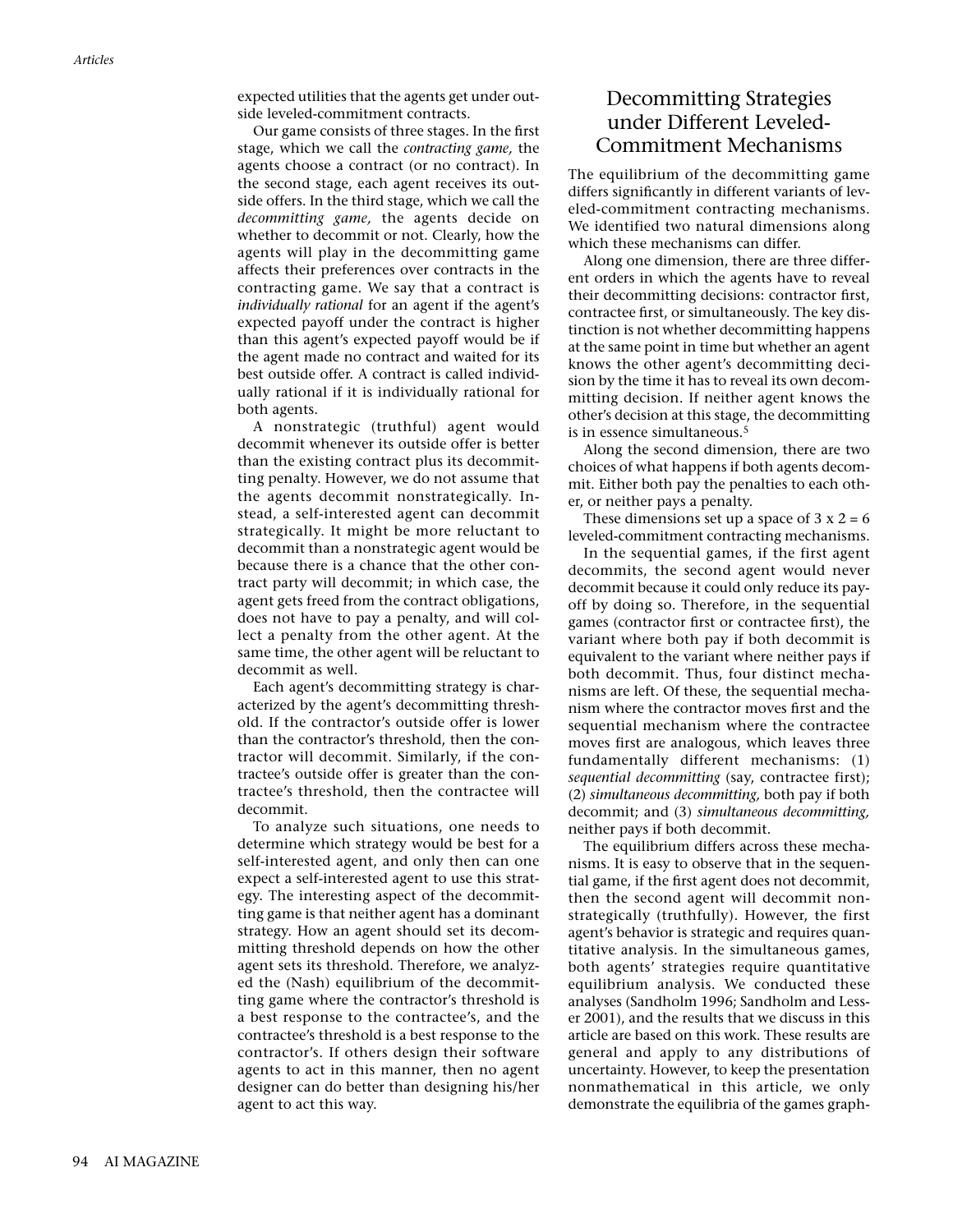expected utilities that the agents get under outside leveled-commitment contracts.

Our game consists of three stages. In the first stage, which we call the *contracting game,* the agents choose a contract (or no contract). In the second stage, each agent receives its outside offers. In the third stage, which we call the *decommitting game,* the agents decide on whether to decommit or not. Clearly, how the agents will play in the decommitting game affects their preferences over contracts in the contracting game. We say that a contract is *individually rational* for an agent if the agent's expected payoff under the contract is higher than this agent's expected payoff would be if the agent made no contract and waited for its best outside offer. A contract is called individually rational if it is individually rational for both agents.

A nonstrategic (truthful) agent would decommit whenever its outside offer is better than the existing contract plus its decommitting penalty. However, we do not assume that the agents decommit nonstrategically. Instead, a self-interested agent can decommit strategically. It might be more reluctant to decommit than a nonstrategic agent would be because there is a chance that the other contract party will decommit; in which case, the agent gets freed from the contract obligations, does not have to pay a penalty, and will collect a penalty from the other agent. At the same time, the other agent will be reluctant to decommit as well.

Each agent's decommitting strategy is characterized by the agent's decommitting threshold. If the contractor's outside offer is lower than the contractor's threshold, then the contractor will decommit. Similarly, if the contractee's outside offer is greater than the contractee's threshold, then the contractee will decommit.

To analyze such situations, one needs to determine which strategy would be best for a self-interested agent, and only then can one expect a self-interested agent to use this strategy. The interesting aspect of the decommitting game is that neither agent has a dominant strategy. How an agent should set its decommitting threshold depends on how the other agent sets its threshold. Therefore, we analyzed the (Nash) equilibrium of the decommitting game where the contractor's threshold is a best response to the contractee's, and the contractee's threshold is a best response to the contractor's. If others design their software agents to act in this manner, then no agent designer can do better than designing his/her agent to act this way.

## Decommitting Strategies under Different Leveled-Commitment Mechanisms

The equilibrium of the decommitting game differs significantly in different variants of leveled-commitment contracting mechanisms. We identified two natural dimensions along which these mechanisms can differ.

Along one dimension, there are three different orders in which the agents have to reveal their decommitting decisions: contractor first, contractee first, or simultaneously. The key distinction is not whether decommitting happens at the same point in time but whether an agent knows the other agent's decommitting decision by the time it has to reveal its own decommitting decision. If neither agent knows the other's decision at this stage, the decommitting is in essence simultaneous.[5]

Along the second dimension, there are two choices of what happens if both agents decommit. Either both pay the penalties to each other, or neither pays a penalty.

These dimensions set up a space of 3 x 2 = 6 leveled-commitment contracting mechanisms.

In the sequential games, if the first agent decommits, the second agent would never decommit because it could only reduce its payoff by doing so. Therefore, in the sequential games (contractor first or contractee first), the variant where both pay if both decommit is equivalent to the variant where neither pays if both decommit. Thus, four distinct mechanisms are left. Of these, the sequential mechanism where the contractor moves first and the sequential mechanism where the contractee moves first are analogous, which leaves three fundamentally different mechanisms: (1) *sequential decommitting* (say, contractee first); (2) *simultaneous decommitting,* both pay if both decommit; and (3) *simultaneous decommitting,* neither pays if both decommit.

The equilibrium differs across these mechanisms. It is easy to observe that in the sequential game, if the first agent does not decommit, then the second agent will decommit nonstrategically (truthfully). However, the first agent's behavior is strategic and requires quantitative analysis. In the simultaneous games, both agents' strategies require quantitative equilibrium analysis. We conducted these analyses (Sandholm 1996; Sandholm and Lesser 2001), and the results that we discuss in this article are based on this work. These results are general and apply to any distributions of uncertainty. However, to keep the presentation nonmathematical in this article, we only demonstrate the equilibria of the games graph-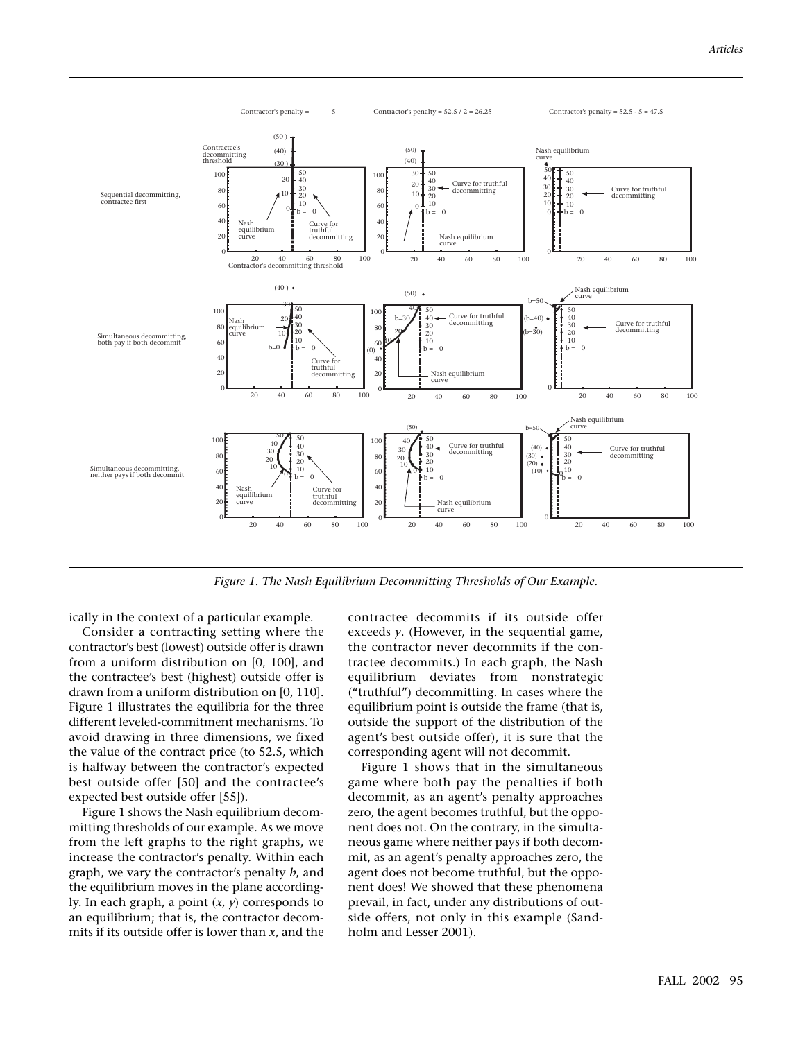*Figure 1. The Nash Equilibrium Decommitting Thresholds of Our Example.*

ically in the context of a particular example.

Consider a contracting setting where the contractor's best (lowest) outside offer is drawn from a uniform distribution on [0, 100], and the contractee's best (highest) outside offer is drawn from a uniform distribution on [0, 110]. Figure 1 illustrates the equilibria for the three different leveled-commitment mechanisms. To avoid drawing in three dimensions, we fixed the value of the contract price (to 52.5, which is halfway between the contractor's expected best outside offer [50] and the contractee's expected best outside offer [55]).

Figure 1 shows the Nash equilibrium decommitting thresholds of our example. As we move from the left graphs to the right graphs, we increase the contractor's penalty. Within each graph, we vary the contractor's penalty $b$, and the equilibrium moves in the plane accordingly. In each graph, a point $(x, y)$ corresponds to an equilibrium; that is, the contractor decommits if its outside offer is lower than $x$, and the contractee decommits if its outside offer exceeds $y$. (However, in the sequential game, the contractor never decommits if the contractee decommits.) In each graph, the Nash equilibrium deviates from nonstrategic ("truthful") decommitting. In cases where the equilibrium point is outside the frame (that is, outside the support of the distribution of the agent's best outside offer), it is sure that the corresponding agent will not decommit.

Figure 1 shows that in the simultaneous game where both pay the penalties if both decommit, as an agent's penalty approaches zero, the agent becomes truthful, but the opponent does not. On the contrary, in the simultaneous game where neither pays if both decommit, as an agent's penalty approaches zero, the agent does not become truthful, but the opponent does! We showed that these phenomena prevail, in fact, under any distributions of outside offers, not only in this example (Sandholm and Lesser 2001).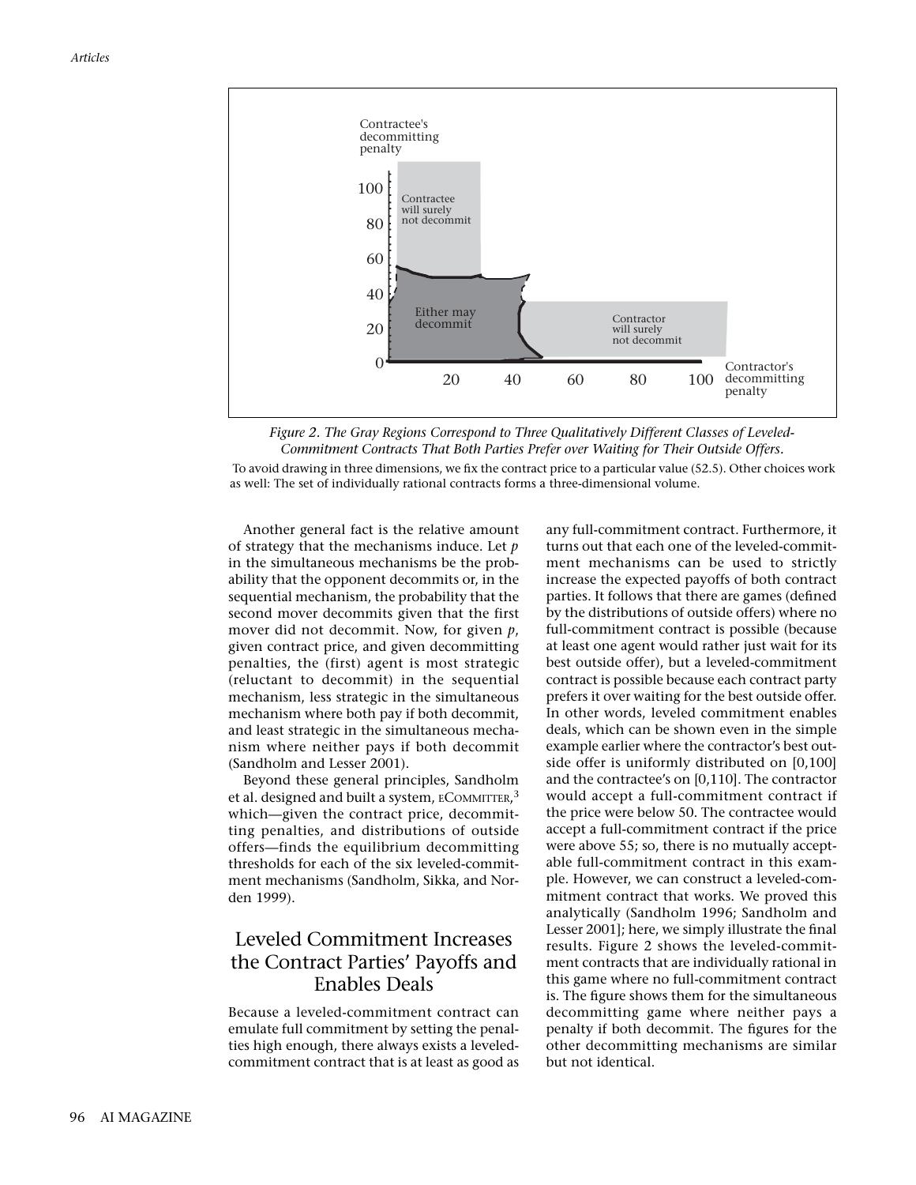*Figure 2. The Gray Regions Correspond to Three Qualitatively Different Classes of Leveled-Commitment Contracts That Both Parties Prefer over Waiting for Their Outside Offers.*

To avoid drawing in three dimensions, we fix the contract price to a particular value (52.5). Other choices work as well: The set of individually rational contracts forms a three-dimensional volume.

Another general fact is the relative amount of strategy that the mechanisms induce. Let $p$ in the simultaneous mechanisms be the probability that the opponent decommits or, in the sequential mechanism, the probability that the second mover decommits given that the first mover did not decommit. Now, for given $p$, given contract price, and given decommitting penalties, the (first) agent is most strategic (reluctant to decommit) in the sequential mechanism, less strategic in the simultaneous mechanism where both pay if both decommit, and least strategic in the simultaneous mechanism where neither pays if both decommit (Sandholm and Lesser 2001).

Beyond these general principles, Sandholm et al. designed and built a system, eCOMMITTER,[3] which—given the contract price, decommitting penalties, and distributions of outside offers—finds the equilibrium decommitting thresholds for each of the six leveled-commitment mechanisms (Sandholm, Sikka, and Norden 1999).

## Leveled Commitment Increases the Contract Parties' Payoffs and Enables Deals

Because a leveled-commitment contract can emulate full commitment by setting the penalties high enough, there always exists a leveled-commitment contract that is at least as good as any full-commitment contract. Furthermore, it turns out that each one of the leveled-commitment mechanisms can be used to strictly increase the expected payoffs of both contract parties. It follows that there are games (defined by the distributions of outside offers) where no full-commitment contract is possible (because at least one agent would rather just wait for its best outside offer), but a leveled-commitment contract is possible because each contract party prefers it over waiting for the best outside offer. In other words, leveled commitment enables deals, which can be shown even in the simple example earlier where the contractor's best outside offer is uniformly distributed on [0,100] and the contractee's on [0,110]. The contractor would accept a full-commitment contract if the price were below 50. The contractee would accept a full-commitment contract if the price were above 55; so, there is no mutually acceptable full-commitment contract in this example. However, we can construct a leveled-commitment contract that works. We proved this analytically (Sandholm 1996; Sandholm and Lesser 2001]; here, we simply illustrate the final results. Figure 2 shows the leveled-commitment contracts that are individually rational in this game where no full-commitment contract is. The figure shows them for the simultaneous decommitting game where neither pays a penalty if both decommit. The figures for the other decommitting mechanisms are similar but not identical.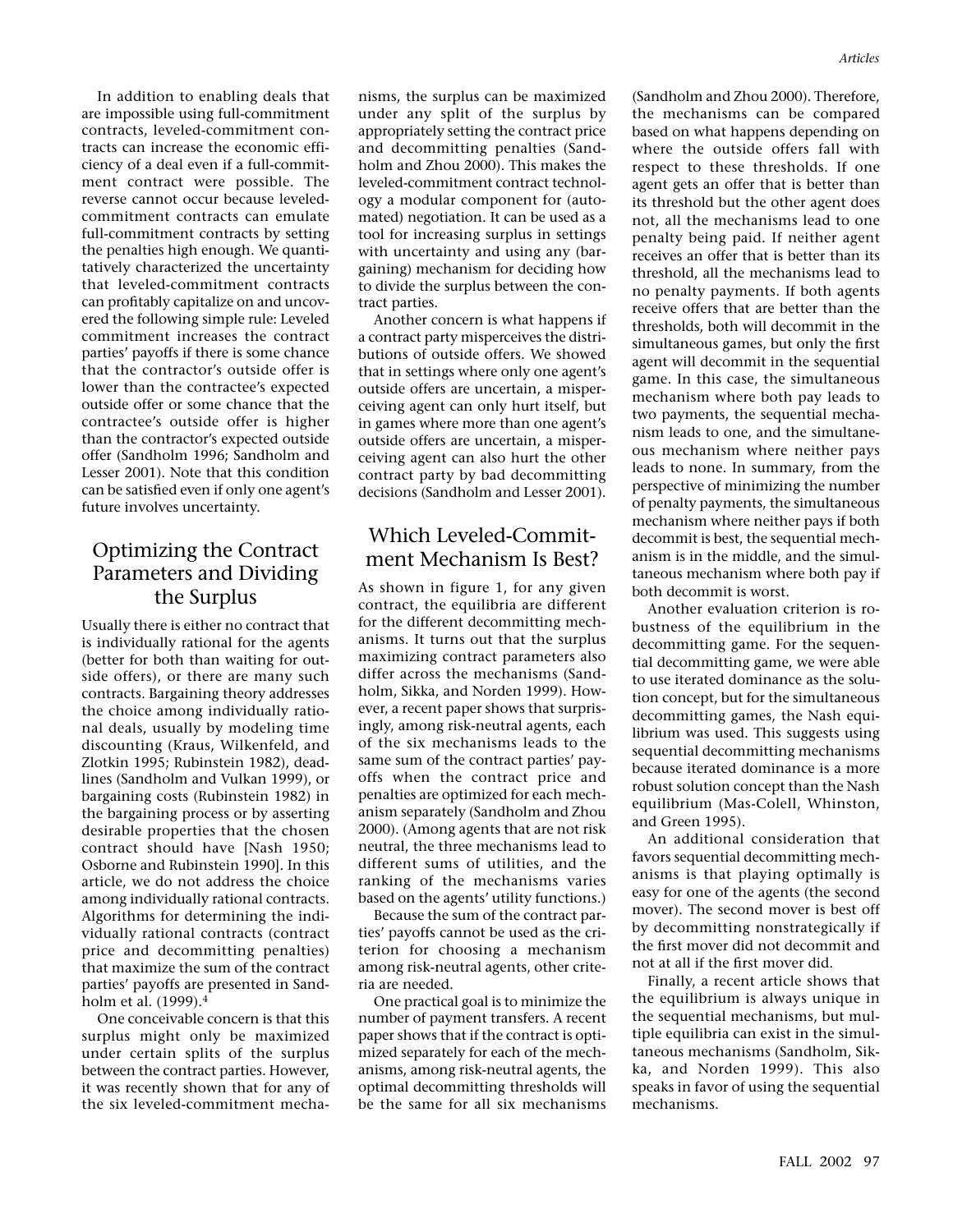In addition to enabling deals that are impossible using full-commitment contracts, leveled-commitment contracts can increase the economic efficiency of a deal even if a full-commitment contract were possible. The reverse cannot occur because leveled-commitment contracts can emulate full-commitment contracts by setting the penalties high enough. We quantitatively characterized the uncertainty that leveled-commitment contracts can profitably capitalize on and uncovered the following simple rule: Leveled commitment increases the contract parties' payoffs if there is some chance that the contractor's outside offer is lower than the contractee's expected outside offer or some chance that the contractee's outside offer is higher than the contractor's expected outside offer (Sandholm 1996; Sandholm and Lesser 2001). Note that this condition can be satisfied even if only one agent's future involves uncertainty.

## Optimizing the Contract Parameters and Dividing the Surplus

Usually there is either no contract that is individually rational for the agents (better for both than waiting for outside offers), or there are many such contracts. Bargaining theory addresses the choice among individually rational deals, usually by modeling time discounting (Kraus, Wilkenfeld, and Zlotkin 1995; Rubinstein 1982), deadlines (Sandholm and Vulkan 1999), or bargaining costs (Rubinstein 1982) in the bargaining process or by asserting desirable properties that the chosen contract should have [Nash 1950; Osborne and Rubinstein 1990]. In this article, we do not address the choice among individually rational contracts. Algorithms for determining the individually rational contracts (contract price and decommitting penalties) that maximize the sum of the contract parties' payoffs are presented in Sandholm et al. (1999).[4]

One conceivable concern is that this surplus might only be maximized under certain splits of the surplus between the contract parties. However, it was recently shown that for any of the six leveled-commitment mechanisms, the surplus can be maximized under any split of the surplus by appropriately setting the contract price and decommitting penalties (Sandholm and Zhou 2000). This makes the leveled-commitment contract technology a modular component for (automated) negotiation. It can be used as a tool for increasing surplus in settings with uncertainty and using any (bargaining) mechanism for deciding how to divide the surplus between the contract parties.

Another concern is what happens if a contract party misperceives the distributions of outside offers. We showed that in settings where only one agent's outside offers are uncertain, a misperceiving agent can only hurt itself, but in games where more than one agent's outside offers are uncertain, a misperceiving agent can also hurt the other contract party by bad decommitting decisions (Sandholm and Lesser 2001).

## Which Leveled-Commitment Mechanism Is Best?

As shown in figure 1, for any given contract, the equilibria are different for the different decommitting mechanisms. It turns out that the surplus maximizing contract parameters also differ across the mechanisms (Sandholm, Sikka, and Norden 1999). However, a recent paper shows that surprisingly, among risk-neutral agents, each of the six mechanisms leads to the same sum of the contract parties' payoffs when the contract price and penalties are optimized for each mechanism separately (Sandholm and Zhou 2000). (Among agents that are not risk neutral, the three mechanisms lead to different sums of utilities, and the ranking of the mechanisms varies based on the agents' utility functions.)

Because the sum of the contract parties' payoffs cannot be used as the criterion for choosing a mechanism among risk-neutral agents, other criteria are needed.

One practical goal is to minimize the number of payment transfers. A recent paper shows that if the contract is optimized separately for each of the mechanisms, among risk-neutral agents, the optimal decommitting thresholds will be the same for all six mechanisms (Sandholm and Zhou 2000). Therefore, the mechanisms can be compared based on what happens depending on where the outside offers fall with respect to these thresholds. If one agent gets an offer that is better than its threshold but the other agent does not, all the mechanisms lead to one penalty being paid. If neither agent receives an offer that is better than its threshold, all the mechanisms lead to no penalty payments. If both agents receive offers that are better than the thresholds, both will decommit in the simultaneous games, but only the first agent will decommit in the sequential game. In this case, the simultaneous mechanism where both pay leads to two payments, the sequential mechanism leads to one, and the simultaneous mechanism where neither pays leads to none. In summary, from the perspective of minimizing the number of penalty payments, the simultaneous mechanism where neither pays if both decommit is best, the sequential mechanism is in the middle, and the simultaneous mechanism where both pay if both decommit is worst.

Another evaluation criterion is robustness of the equilibrium in the decommitting game. For the sequential decommitting game, we were able to use iterated dominance as the solution concept, but for the simultaneous decommitting games, the Nash equilibrium was used. This suggests using sequential decommitting mechanisms because iterated dominance is a more robust solution concept than the Nash equilibrium (Mas-Colell, Whinston, and Green 1995).

An additional consideration that favors sequential decommitting mechanisms is that playing optimally is easy for one of the agents (the second mover). The second mover is best off by decommitting nonstrategically if the first mover did not decommit and not at all if the first mover did.

Finally, a recent article shows that the equilibrium is always unique in the sequential mechanisms, but multiple equilibria can exist in the simultaneous mechanisms (Sandholm, Sikka, and Norden 1999). This also speaks in favor of using the sequential mechanisms.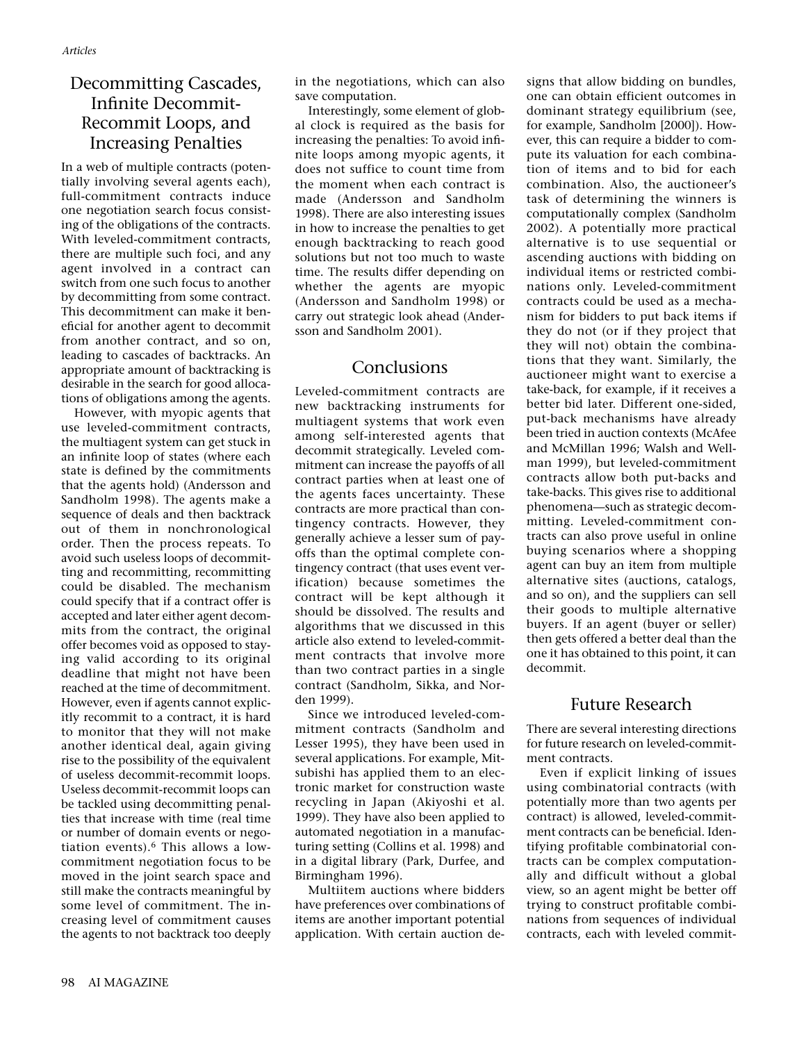## Decommitting Cascades, Infinite Decommit-Recommit Loops, and Increasing Penalties

In a web of multiple contracts (potentially involving several agents each), full-commitment contracts induce one negotiation search focus consisting of the obligations of the contracts. With leveled-commitment contracts, there are multiple such foci, and any agent involved in a contract can switch from one such focus to another by decommitting from some contract. This decommitment can make it beneficial for another agent to decommit from another contract, and so on, leading to cascades of backtracks. An appropriate amount of backtracking is desirable in the search for good allocations of obligations among the agents.

However, with myopic agents that use leveled-commitment contracts, the multiagent system can get stuck in an infinite loop of states (where each state is defined by the commitments that the agents hold) (Andersson and Sandholm 1998). The agents make a sequence of deals and then backtrack out of them in nonchronological order. Then the process repeats. To avoid such useless loops of decommitting and recommitting, recommitting could be disabled. The mechanism could specify that if a contract offer is accepted and later either agent decommits from the contract, the original offer becomes void as opposed to staying valid according to its original deadline that might not have been reached at the time of decommitment. However, even if agents cannot explicitly recommit to a contract, it is hard to monitor that they will not make another identical deal, again giving rise to the possibility of the equivalent of useless decommit-recommit loops. Useless decommit-recommit loops can be tackled using decommitting penalties that increase with time (real time or number of domain events or negotiation events).[6] This allows a low-commitment negotiation focus to be moved in the joint search space and still make the contracts meaningful by some level of commitment. The increasing level of commitment causes the agents to not backtrack too deeply in the negotiations, which can also save computation.

Interestingly, some element of global clock is required as the basis for increasing the penalties: To avoid infinite loops among myopic agents, it does not suffice to count time from the moment when each contract is made (Andersson and Sandholm 1998). There are also interesting issues in how to increase the penalties to get enough backtracking to reach good solutions but not too much to waste time. The results differ depending on whether the agents are myopic (Andersson and Sandholm 1998) or carry out strategic look ahead (Andersson and Sandholm 2001).

## Conclusions

Leveled-commitment contracts are new backtracking instruments for multiagent systems that work even among self-interested agents that decommit strategically. Leveled commitment can increase the payoffs of all contract parties when at least one of the agents faces uncertainty. These contracts are more practical than contingency contracts. However, they generally achieve a lesser sum of payoffs than the optimal complete contingency contract (that uses event verification) because sometimes the contract will be kept although it should be dissolved. The results and algorithms that we discussed in this article also extend to leveled-commitment contracts that involve more than two contract parties in a single contract (Sandholm, Sikka, and Norden 1999).

Since we introduced leveled-commitment contracts (Sandholm and Lesser 1995), they have been used in several applications. For example, Mitsubishi has applied them to an electronic market for construction waste recycling in Japan (Akiyoshi et al. 1999). They have also been applied to automated negotiation in a manufacturing setting (Collins et al. 1998) and in a digital library (Park, Durfee, and Birmingham 1996).

Multiitem auctions where bidders have preferences over combinations of items are another important potential application. With certain auction designs that allow bidding on bundles, one can obtain efficient outcomes in dominant strategy equilibrium (see, for example, Sandholm [2000]). However, this can require a bidder to compute its valuation for each combination of items and to bid for each combination. Also, the auctioneer's task of determining the winners is computationally complex (Sandholm 2002). A potentially more practical alternative is to use sequential or ascending auctions with bidding on individual items or restricted combinations only. Leveled-commitment contracts could be used as a mechanism for bidders to put back items if they do not (or if they project that they will not) obtain the combinations that they want. Similarly, the auctioneer might want to exercise a take-back, for example, if it receives a better bid later. Different one-sided, put-back mechanisms have already been tried in auction contexts (McAfee and McMillan 1996; Walsh and Wellman 1999), but leveled-commitment contracts allow both put-backs and take-backs. This gives rise to additional phenomena—such as strategic decommitting. Leveled-commitment contracts can also prove useful in online buying scenarios where a shopping agent can buy an item from multiple alternative sites (auctions, catalogs, and so on), and the suppliers can sell their goods to multiple alternative buyers. If an agent (buyer or seller) then gets offered a better deal than the one it has obtained to this point, it can decommit.

## Future Research

There are several interesting directions for future research on leveled-commitment contracts.

Even if explicit linking of issues using combinatorial contracts (with potentially more than two agents per contract) is allowed, leveled-commitment contracts can be beneficial. Identifying profitable combinatorial contracts can be complex computationally and difficult without a global view, so an agent might be better off trying to construct profitable combinations from sequences of individual contracts, each with leveled commit-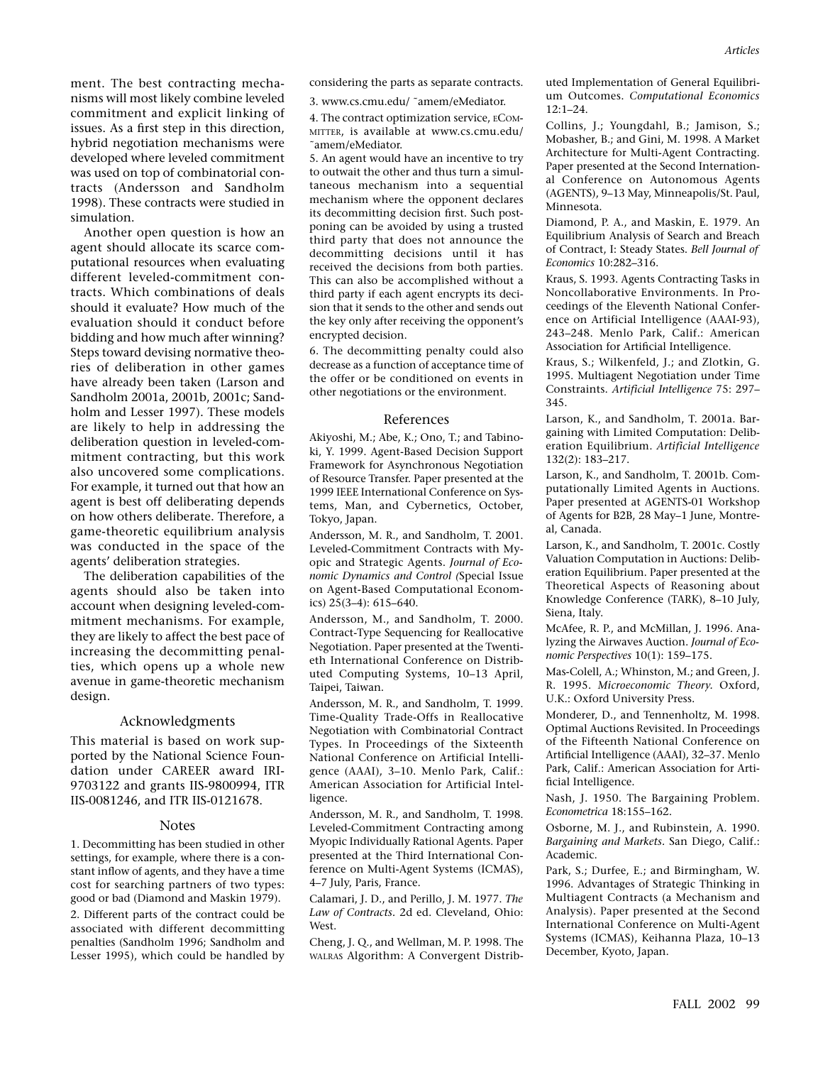ment. The best contracting mechanisms will most likely combine leveled commitment and explicit linking of issues. As a first step in this direction, hybrid negotiation mechanisms were developed where leveled commitment was used on top of combinatorial contracts (Andersson and Sandholm 1998). These contracts were studied in simulation.

Another open question is how an agent should allocate its scarce computational resources when evaluating different leveled-commitment contracts. Which combinations of deals should it evaluate? How much of the evaluation should it conduct before bidding and how much after winning? Steps toward devising normative theories of deliberation in other games have already been taken (Larson and Sandholm 2001a, 2001b, 2001c; Sandholm and Lesser 1997). These models are likely to help in addressing the deliberation question in leveled-commitment contracting, but this work also uncovered some complications. For example, it turned out that how an agent is best off deliberating depends on how others deliberate. Therefore, a game-theoretic equilibrium analysis was conducted in the space of the agents' deliberation strategies.

The deliberation capabilities of the agents should also be taken into account when designing leveled-commitment mechanisms. For example, they are likely to affect the best pace of increasing the decommitting penalties, which opens up a whole new avenue in game-theoretic mechanism design.

## Acknowledgments

This material is based on work supported by the National Science Foundation under CAREER award IRI-9703122 and grants IIS-9800994, ITR IIS-0081246, and ITR IIS-0121678.

## Notes

1. Decommitting has been studied in other settings, for example, where there is a constant inflow of agents, and they have a time cost for searching partners of two types: good or bad (Diamond and Maskin 1979).

2. Different parts of the contract could be associated with different decommitting penalties (Sandholm 1996; Sandholm and Lesser 1995), which could be handled by considering the parts as separate contracts.

3. www.cs.cmu.edu/ ˜amem/eMediator.

4. The contract optimization service, ECOMMITTER, is available at www.cs.cmu.edu/ ˜amem/eMediator.

5. An agent would have an incentive to try to outwait the other and thus turn a simultaneous mechanism into a sequential mechanism where the opponent declares its decommitting decision first. Such postponing can be avoided by using a trusted third party that does not announce the decommitting decisions until it has received the decisions from both parties. This can also be accomplished without a third party if each agent encrypts its decision that it sends to the other and sends out the key only after receiving the opponent's encrypted decision.

6. The decommitting penalty could also decrease as a function of acceptance time of the offer or be conditioned on events in other negotiations or the environment.

## References

Akiyoshi, M.; Abe, K.; Ono, T.; and Tabinoki, Y. 1999. Agent-Based Decision Support Framework for Asynchronous Negotiation of Resource Transfer. Paper presented at the 1999 IEEE International Conference on Systems, Man, and Cybernetics, October, Tokyo, Japan.

Andersson, M. R., and Sandholm, T. 2001. Leveled-Commitment Contracts with Myopic and Strategic Agents. *Journal of Economic Dynamics and Control (*Special Issue on Agent-Based Computational Economics) 25(3–4): 615–640.

Andersson, M., and Sandholm, T. 2000. Contract-Type Sequencing for Reallocative Negotiation. Paper presented at the Twentieth International Conference on Distributed Computing Systems, 10–13 April, Taipei, Taiwan.

Andersson, M. R., and Sandholm, T. 1999. Time-Quality Trade-Offs in Reallocative Negotiation with Combinatorial Contract Types. In Proceedings of the Sixteenth National Conference on Artificial Intelligence (AAAI), 3–10. Menlo Park, Calif.: American Association for Artificial Intelligence.

Andersson, M. R., and Sandholm, T. 1998. Leveled-Commitment Contracting among Myopic Individually Rational Agents. Paper presented at the Third International Conference on Multi-Agent Systems (ICMAS), 4–7 July, Paris, France.

Calamari, J. D., and Perillo, J. M. 1977. *The Law of Contracts*. 2d ed. Cleveland, Ohio: West.

Cheng, J. Q., and Wellman, M. P. 1998. The WALRAS Algorithm: A Convergent Distributed Implementation of General Equilibrium Outcomes. *Computational Economics* 12:1–24.

Collins, J.; Youngdahl, B.; Jamison, S.; Mobasher, B.; and Gini, M. 1998. A Market Architecture for Multi-Agent Contracting. Paper presented at the Second International Conference on Autonomous Agents (AGENTS), 9–13 May, Minneapolis/St. Paul, Minnesota.

Diamond, P. A., and Maskin, E. 1979. An Equilibrium Analysis of Search and Breach of Contract, I: Steady States. *Bell Journal of Economics* 10:282–316.

Kraus, S. 1993. Agents Contracting Tasks in Noncollaborative Environments. In Proceedings of the Eleventh National Conference on Artificial Intelligence (AAAI-93), 243–248. Menlo Park, Calif.: American Association for Artificial Intelligence.

Kraus, S.; Wilkenfeld, J.; and Zlotkin, G. 1995. Multiagent Negotiation under Time Constraints. *Artificial Intelligence* 75: 297–345.

Larson, K., and Sandholm, T. 2001a. Bargaining with Limited Computation: Deliberation Equilibrium. *Artificial Intelligence* 132(2): 183–217.

Larson, K., and Sandholm, T. 2001b. Computationally Limited Agents in Auctions. Paper presented at AGENTS-01 Workshop of Agents for B2B, 28 May–1 June, Montreal, Canada.

Larson, K., and Sandholm, T. 2001c. Costly Valuation Computation in Auctions: Deliberation Equilibrium. Paper presented at the Theoretical Aspects of Reasoning about Knowledge Conference (TARK), 8–10 July, Siena, Italy.

McAfee, R. P., and McMillan, J. 1996. Analyzing the Airwaves Auction. *Journal of Economic Perspectives* 10(1): 159–175.

Mas-Colell, A.; Whinston, M.; and Green, J. R. 1995. *Microeconomic Theory*. Oxford, U.K.: Oxford University Press.

Monderer, D., and Tennenholtz, M. 1998. Optimal Auctions Revisited. In Proceedings of the Fifteenth National Conference on Artificial Intelligence (AAAI), 32–37. Menlo Park, Calif.: American Association for Artificial Intelligence.

Nash, J. 1950. The Bargaining Problem. *Econometrica* 18:155–162.

Osborne, M. J., and Rubinstein, A. 1990. *Bargaining and Markets*. San Diego, Calif.: Academic.

Park, S.; Durfee, E.; and Birmingham, W. 1996. Advantages of Strategic Thinking in Multiagent Contracts (a Mechanism and Analysis). Paper presented at the Second International Conference on Multi-Agent Systems (ICMAS), Keihanna Plaza, 10–13 December, Kyoto, Japan.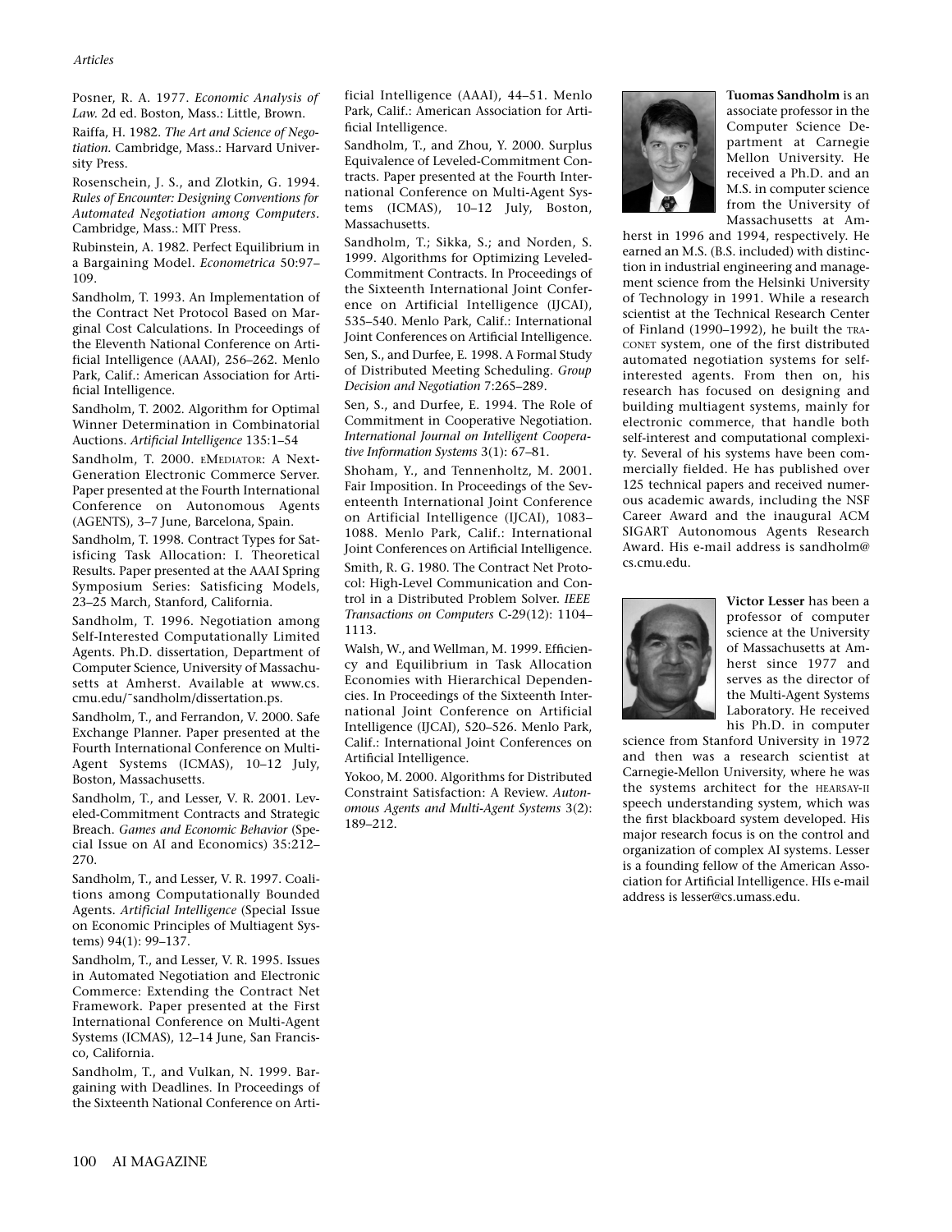Posner, R. A. 1977. *Economic Analysis of Law.* 2d ed. Boston, Mass.: Little, Brown.

Raiffa, H. 1982. *The Art and Science of Negotiation.* Cambridge, Mass.: Harvard University Press.

Rosenschein, J. S., and Zlotkin, G. 1994. *Rules of Encounter: Designing Conventions for Automated Negotiation among Computers.* Cambridge, Mass.: MIT Press.

Rubinstein, A. 1982. Perfect Equilibrium in a Bargaining Model. *Econometrica* 50:97–109.

Sandholm, T. 1993. An Implementation of the Contract Net Protocol Based on Marginal Cost Calculations. In Proceedings of the Eleventh National Conference on Artificial Intelligence (AAAI), 256–262. Menlo Park, Calif.: American Association for Artificial Intelligence.

Sandholm, T. 2002. Algorithm for Optimal Winner Determination in Combinatorial Auctions. *Artificial Intelligence* 135:1–54

Sandholm, T. 2000. eMEDIATOR: A Next-Generation Electronic Commerce Server. Paper presented at the Fourth International Conference on Autonomous Agents (AGENTS), 3–7 June, Barcelona, Spain.

Sandholm, T. 1998. Contract Types for Satisficing Task Allocation: I. Theoretical Results. Paper presented at the AAAI Spring Symposium Series: Satisficing Models, 23–25 March, Stanford, California.

Sandholm, T. 1996. Negotiation among Self-Interested Computationally Limited Agents. Ph.D. dissertation, Department of Computer Science, University of Massachusetts at Amherst. Available at www.cs.cmu.edu/~sandholm/dissertation.ps.

Sandholm, T., and Ferrandon, V. 2000. Safe Exchange Planner. Paper presented at the Fourth International Conference on Multi-Agent Systems (ICMAS), 10–12 July, Boston, Massachusetts.

Sandholm, T., and Lesser, V. R. 2001. Leveled-Commitment Contracts and Strategic Breach. *Games and Economic Behavior* (Special Issue on AI and Economics) 35:212–270.

Sandholm, T., and Lesser, V. R. 1997. Coalitions among Computationally Bounded Agents. *Artificial Intelligence* (Special Issue on Economic Principles of Multiagent Systems) 94(1): 99–137.

Sandholm, T., and Lesser, V. R. 1995. Issues in Automated Negotiation and Electronic Commerce: Extending the Contract Net Framework. Paper presented at the First International Conference on Multi-Agent Systems (ICMAS), 12–14 June, San Francisco, California.

Sandholm, T., and Vulkan, N. 1999. Bargaining with Deadlines. In Proceedings of the Sixteenth National Conference on Artificial Intelligence (AAAI), 44–51. Menlo Park, Calif.: American Association for Artificial Intelligence.

Sandholm, T., and Zhou, Y. 2000. Surplus Equivalence of Leveled-Commitment Contracts. Paper presented at the Fourth International Conference on Multi-Agent Systems (ICMAS), 10–12 July, Boston, Massachusetts.

Sandholm, T.; Sikka, S.; and Norden, S. 1999. Algorithms for Optimizing Leveled-Commitment Contracts. In Proceedings of the Sixteenth International Joint Conference on Artificial Intelligence (IJCAI), 535–540. Menlo Park, Calif.: International Joint Conferences on Artificial Intelligence.

Sen, S., and Durfee, E. 1998. A Formal Study of Distributed Meeting Scheduling. *Group Decision and Negotiation* 7:265–289.

Sen, S., and Durfee, E. 1994. The Role of Commitment in Cooperative Negotiation. *International Journal on Intelligent Cooperative Information Systems* 3(1): 67–81.

Shoham, Y., and Tennenholtz, M. 2001. Fair Imposition. In Proceedings of the Seventeenth International Joint Conference on Artificial Intelligence (IJCAI), 1083–1088. Menlo Park, Calif.: International Joint Conferences on Artificial Intelligence.

Smith, R. G. 1980. The Contract Net Protocol: High-Level Communication and Control in a Distributed Problem Solver. *IEEE Transactions on Computers* C-29(12): 1104–1113.

Walsh, W., and Wellman, M. 1999. Efficiency and Equilibrium in Task Allocation Economies with Hierarchical Dependencies. In Proceedings of the Sixteenth International Joint Conference on Artificial Intelligence (IJCAI), 520–526. Menlo Park, Calif.: International Joint Conferences on Artificial Intelligence.

Yokoo, M. 2000. Algorithms for Distributed Constraint Satisfaction: A Review. *Autonomous Agents and Multi-Agent Systems* 3(2): 189–212.

**Tuomas Sandholm** is an associate professor in the Computer Science Department at Carnegie Mellon University. He received a Ph.D. and an M.S. in computer science from the University of Massachusetts at Amherst in 1996 and 1994, respectively. He earned an M.S. (B.S. included) with distinction in industrial engineering and management science from the Helsinki University of Technology in 1991. While a research scientist at the Technical Research Center of Finland (1990–1992), he built the TRACONET system, one of the first distributed automated negotiation systems for self-interested agents. From then on, his research has focused on designing and building multiagent systems, mainly for electronic commerce, that handle both self-interest and computational complexity. Several of his systems have been commercially fielded. He has published over 125 technical papers and received numerous academic awards, including the NSF Career Award and the inaugural ACM SIGART Autonomous Agents Research Award. His e-mail address is sandholm@cs.cmu.edu.

**Victor Lesser** has been a professor of computer science at the University of Massachusetts at Amherst since 1977 and serves as the director of the Multi-Agent Systems Laboratory. He received his Ph.D. in computer science from Stanford University in 1972 and then was a research scientist at Carnegie-Mellon University, where he was the systems architect for the HEARSAY-II speech understanding system, which was the first blackboard system developed. His major research focus is on the control and organization of complex AI systems. Lesser is a founding fellow of the American Association for Artificial Intelligence. HIs e-mail address is lesser@cs.umass.edu.